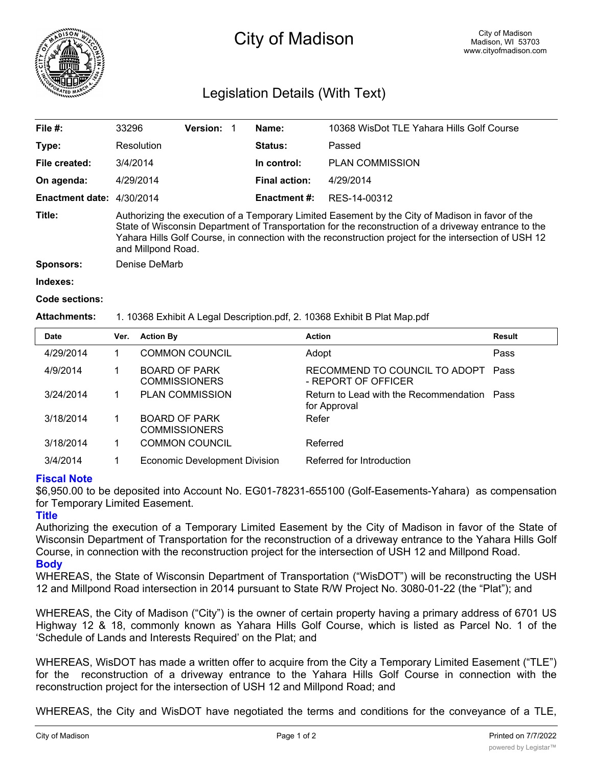# City of Madison

City of Madison
Madison, WI 53703
www.cityofmadison.com

## Legislation Details (With Text)

| | | | |
|---|---|---|---|
| **File #:** | 33296 **Version:** 1 | **Name:** | 10368 WisDot TLE Yahara Hills Golf Course |
| **Type:** | Resolution | **Status:** | Passed |
| **File created:** | 3/4/2014 | **In control:** | PLAN COMMISSION |
| **On agenda:** | 4/29/2014 | **Final action:** | 4/29/2014 |
| **Enactment date:** | 4/30/2014 | **Enactment #:** | RES-14-00312 |

**Title:** Authorizing the execution of a Temporary Limited Easement by the City of Madison in favor of the State of Wisconsin Department of Transportation for the reconstruction of a driveway entrance to the Yahara Hills Golf Course, in connection with the reconstruction project for the intersection of USH 12 and Millpond Road.

**Sponsors:** Denise DeMarb

**Indexes:**

**Code sections:**

**Attachments:** 1. 10368 Exhibit A Legal Description.pdf, 2. 10368 Exhibit B Plat Map.pdf

| Date | Ver. | Action By | Action | Result |
|---|---|---|---|---|
| 4/29/2014 | 1 | COMMON COUNCIL | Adopt | Pass |
| 4/9/2014 | 1 | BOARD OF PARK COMMISSIONERS | RECOMMEND TO COUNCIL TO ADOPT - REPORT OF OFFICER | Pass |
| 3/24/2014 | 1 | PLAN COMMISSION | Return to Lead with the Recommendation for Approval | Pass |
| 3/18/2014 | 1 | BOARD OF PARK COMMISSIONERS | Refer | |
| 3/18/2014 | 1 | COMMON COUNCIL | Referred | |
| 3/4/2014 | 1 | Economic Development Division | Referred for Introduction | |

### Fiscal Note

$6,950.00 to be deposited into Account No. EG01-78231-655100 (Golf-Easements-Yahara) as compensation for Temporary Limited Easement.

### Title

Authorizing the execution of a Temporary Limited Easement by the City of Madison in favor of the State of Wisconsin Department of Transportation for the reconstruction of a driveway entrance to the Yahara Hills Golf Course, in connection with the reconstruction project for the intersection of USH 12 and Millpond Road.

### Body

WHEREAS, the State of Wisconsin Department of Transportation ("WisDOT") will be reconstructing the USH 12 and Millpond Road intersection in 2014 pursuant to State R/W Project No. 3080-01-22 (the "Plat"); and

WHEREAS, the City of Madison ("City") is the owner of certain property having a primary address of 6701 US Highway 12 & 18, commonly known as Yahara Hills Golf Course, which is listed as Parcel No. 1 of the 'Schedule of Lands and Interests Required' on the Plat; and

WHEREAS, WisDOT has made a written offer to acquire from the City a Temporary Limited Easement ("TLE") for the reconstruction of a driveway entrance to the Yahara Hills Golf Course in connection with the reconstruction project for the intersection of USH 12 and Millpond Road; and

WHEREAS, the City and WisDOT have negotiated the terms and conditions for the conveyance of a TLE,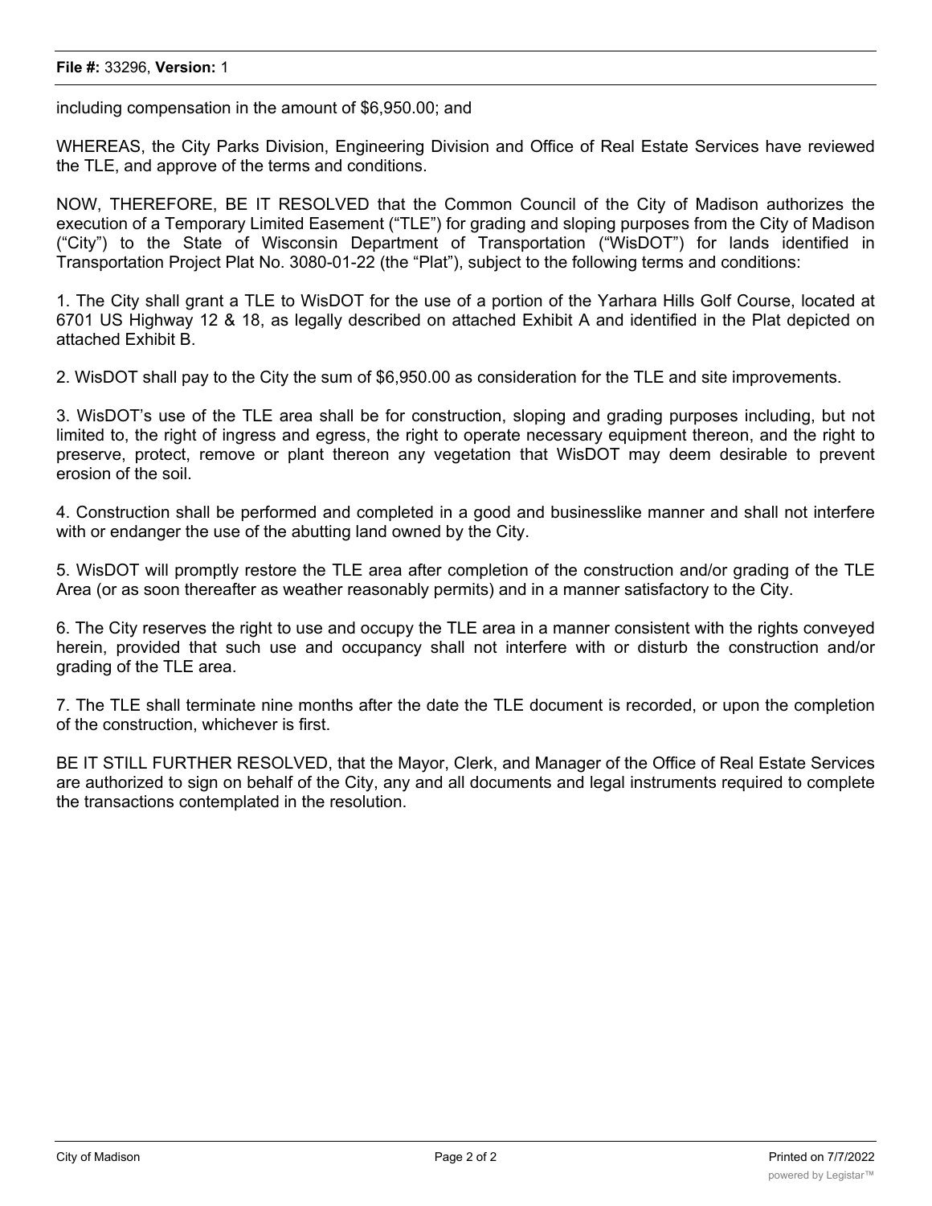including compensation in the amount of $6,950.00; and

WHEREAS, the City Parks Division, Engineering Division and Office of Real Estate Services have reviewed the TLE, and approve of the terms and conditions.

NOW, THEREFORE, BE IT RESOLVED that the Common Council of the City of Madison authorizes the execution of a Temporary Limited Easement ("TLE") for grading and sloping purposes from the City of Madison ("City") to the State of Wisconsin Department of Transportation ("WisDOT") for lands identified in Transportation Project Plat No. 3080-01-22 (the "Plat"), subject to the following terms and conditions:

1. The City shall grant a TLE to WisDOT for the use of a portion of the Yarhara Hills Golf Course, located at 6701 US Highway 12 & 18, as legally described on attached Exhibit A and identified in the Plat depicted on attached Exhibit B.

2. WisDOT shall pay to the City the sum of $6,950.00 as consideration for the TLE and site improvements.

3. WisDOT's use of the TLE area shall be for construction, sloping and grading purposes including, but not limited to, the right of ingress and egress, the right to operate necessary equipment thereon, and the right to preserve, protect, remove or plant thereon any vegetation that WisDOT may deem desirable to prevent erosion of the soil.

4. Construction shall be performed and completed in a good and businesslike manner and shall not interfere with or endanger the use of the abutting land owned by the City.

5. WisDOT will promptly restore the TLE area after completion of the construction and/or grading of the TLE Area (or as soon thereafter as weather reasonably permits) and in a manner satisfactory to the City.

6. The City reserves the right to use and occupy the TLE area in a manner consistent with the rights conveyed herein, provided that such use and occupancy shall not interfere with or disturb the construction and/or grading of the TLE area.

7. The TLE shall terminate nine months after the date the TLE document is recorded, or upon the completion of the construction, whichever is first.

BE IT STILL FURTHER RESOLVED, that the Mayor, Clerk, and Manager of the Office of Real Estate Services are authorized to sign on behalf of the City, any and all documents and legal instruments required to complete the transactions contemplated in the resolution.